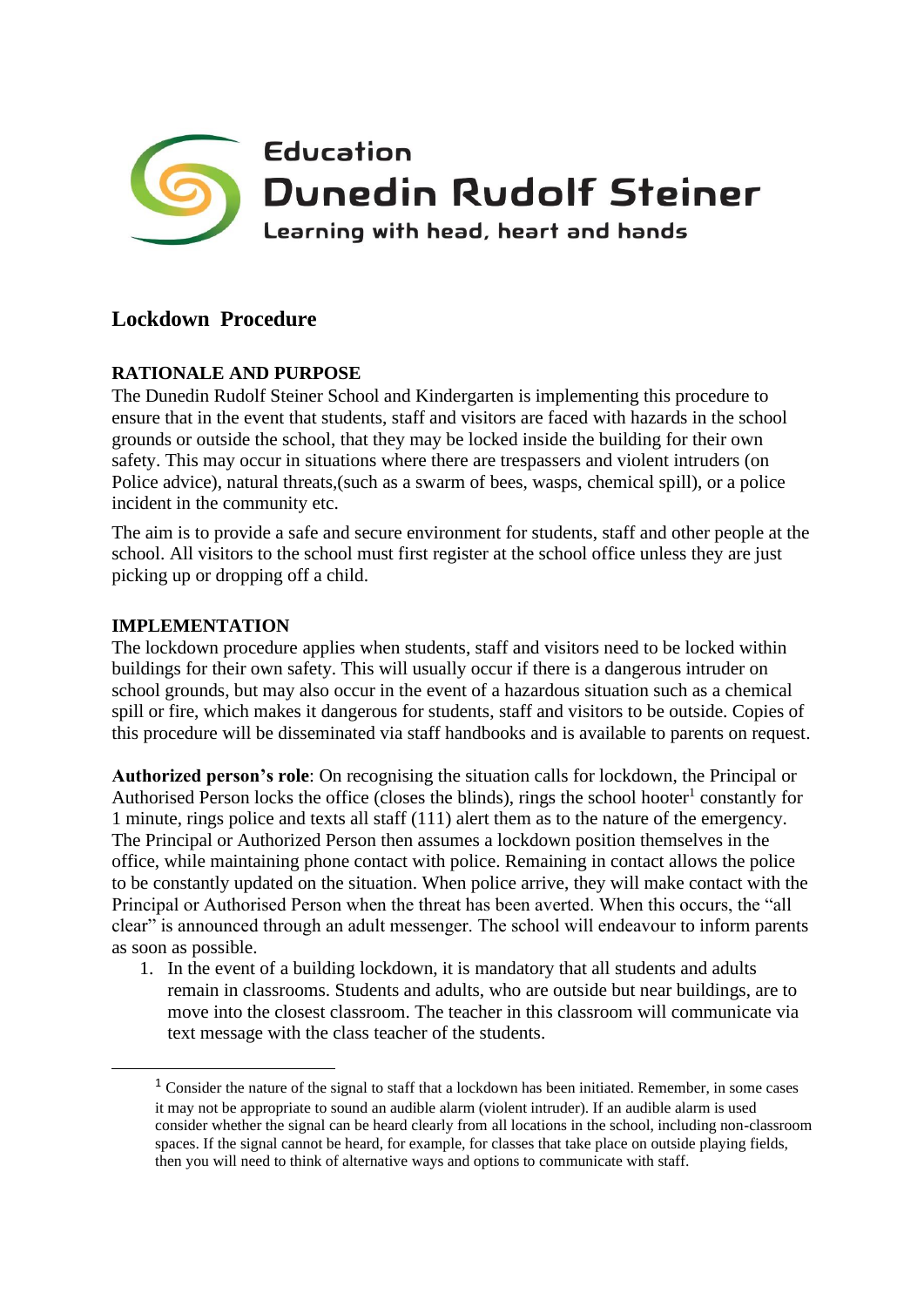Education
Dunedin Rudolf Steiner
Learning with head, heart and hands

# Lockdown Procedure

## RATIONALE AND PURPOSE

The Dunedin Rudolf Steiner School and Kindergarten is implementing this procedure to ensure that in the event that students, staff and visitors are faced with hazards in the school grounds or outside the school, that they may be locked inside the building for their own safety. This may occur in situations where there are trespassers and violent intruders (on Police advice), natural threats,(such as a swarm of bees, wasps, chemical spill), or a police incident in the community etc.

The aim is to provide a safe and secure environment for students, staff and other people at the school. All visitors to the school must first register at the school office unless they are just picking up or dropping off a child.

## IMPLEMENTATION

The lockdown procedure applies when students, staff and visitors need to be locked within buildings for their own safety. This will usually occur if there is a dangerous intruder on school grounds, but may also occur in the event of a hazardous situation such as a chemical spill or fire, which makes it dangerous for students, staff and visitors to be outside. Copies of this procedure will be disseminated via staff handbooks and is available to parents on request.

**Authorized person's role**: On recognising the situation calls for lockdown, the Principal or Authorised Person locks the office (closes the blinds), rings the school hooter[1] constantly for 1 minute, rings police and texts all staff (111) alert them as to the nature of the emergency. The Principal or Authorized Person then assumes a lockdown position themselves in the office, while maintaining phone contact with police. Remaining in contact allows the police to be constantly updated on the situation. When police arrive, they will make contact with the Principal or Authorised Person when the threat has been averted. When this occurs, the "all clear" is announced through an adult messenger. The school will endeavour to inform parents as soon as possible.

1. In the event of a building lockdown, it is mandatory that all students and adults remain in classrooms. Students and adults, who are outside but near buildings, are to move into the closest classroom. The teacher in this classroom will communicate via text message with the class teacher of the students.

[1] Consider the nature of the signal to staff that a lockdown has been initiated. Remember, in some cases it may not be appropriate to sound an audible alarm (violent intruder). If an audible alarm is used consider whether the signal can be heard clearly from all locations in the school, including non-classroom spaces. If the signal cannot be heard, for example, for classes that take place on outside playing fields, then you will need to think of alternative ways and options to communicate with staff.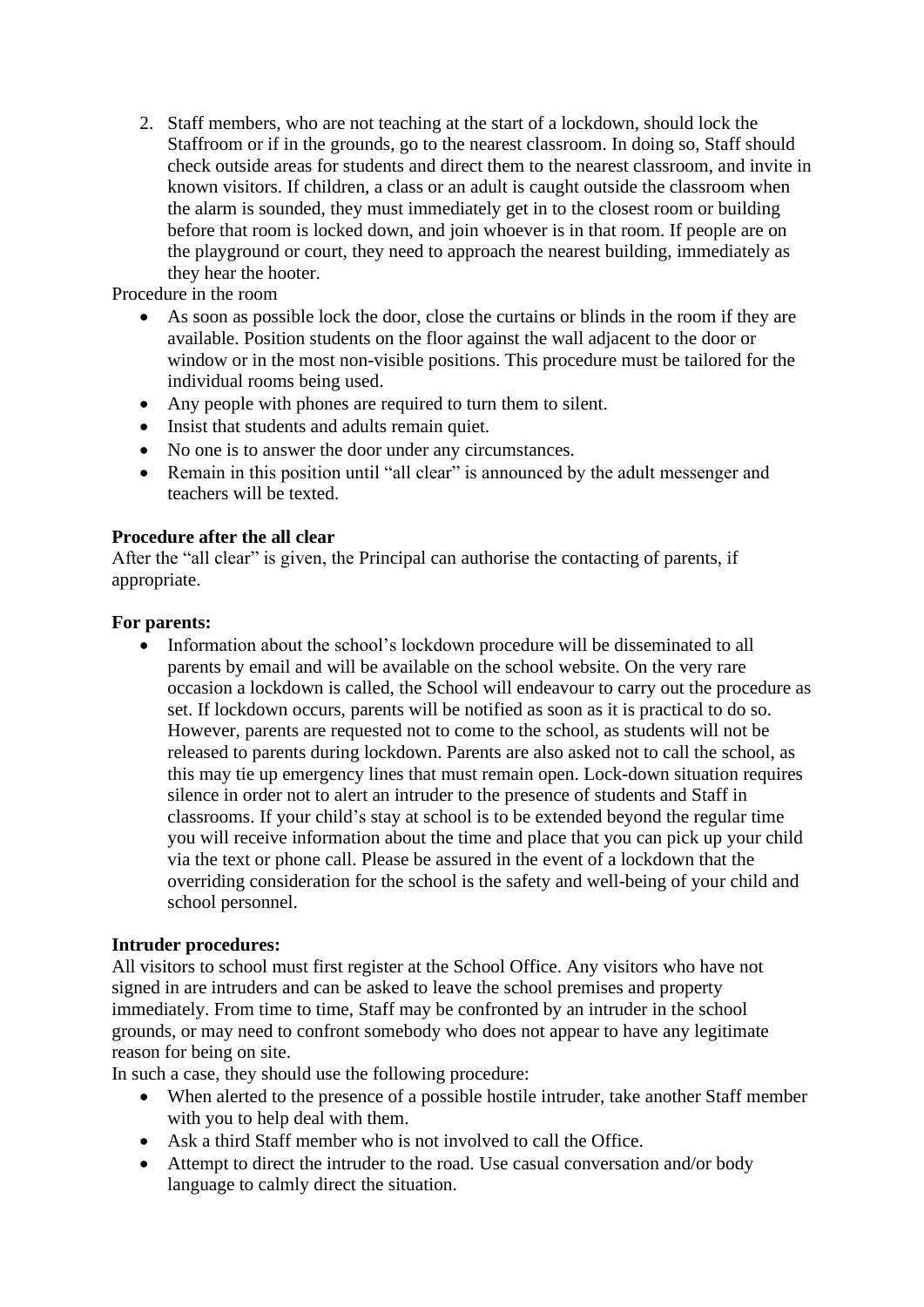2. Staff members, who are not teaching at the start of a lockdown, should lock the Staffroom or if in the grounds, go to the nearest classroom. In doing so, Staff should check outside areas for students and direct them to the nearest classroom, and invite in known visitors. If children, a class or an adult is caught outside the classroom when the alarm is sounded, they must immediately get in to the closest room or building before that room is locked down, and join whoever is in that room. If people are on the playground or court, they need to approach the nearest building, immediately as they hear the hooter.

Procedure in the room

- As soon as possible lock the door, close the curtains or blinds in the room if they are available. Position students on the floor against the wall adjacent to the door or window or in the most non-visible positions. This procedure must be tailored for the individual rooms being used.
- Any people with phones are required to turn them to silent.
- Insist that students and adults remain quiet.
- No one is to answer the door under any circumstances.
- Remain in this position until "all clear" is announced by the adult messenger and teachers will be texted.

**Procedure after the all clear**

After the "all clear" is given, the Principal can authorise the contacting of parents, if appropriate.

**For parents:**

- Information about the school's lockdown procedure will be disseminated to all parents by email and will be available on the school website. On the very rare occasion a lockdown is called, the School will endeavour to carry out the procedure as set. If lockdown occurs, parents will be notified as soon as it is practical to do so. However, parents are requested not to come to the school, as students will not be released to parents during lockdown. Parents are also asked not to call the school, as this may tie up emergency lines that must remain open. Lock-down situation requires silence in order not to alert an intruder to the presence of students and Staff in classrooms. If your child's stay at school is to be extended beyond the regular time you will receive information about the time and place that you can pick up your child via the text or phone call. Please be assured in the event of a lockdown that the overriding consideration for the school is the safety and well-being of your child and school personnel.

**Intruder procedures:**

All visitors to school must first register at the School Office. Any visitors who have not signed in are intruders and can be asked to leave the school premises and property immediately. From time to time, Staff may be confronted by an intruder in the school grounds, or may need to confront somebody who does not appear to have any legitimate reason for being on site.

In such a case, they should use the following procedure:

- When alerted to the presence of a possible hostile intruder, take another Staff member with you to help deal with them.
- Ask a third Staff member who is not involved to call the Office.
- Attempt to direct the intruder to the road. Use casual conversation and/or body language to calmly direct the situation.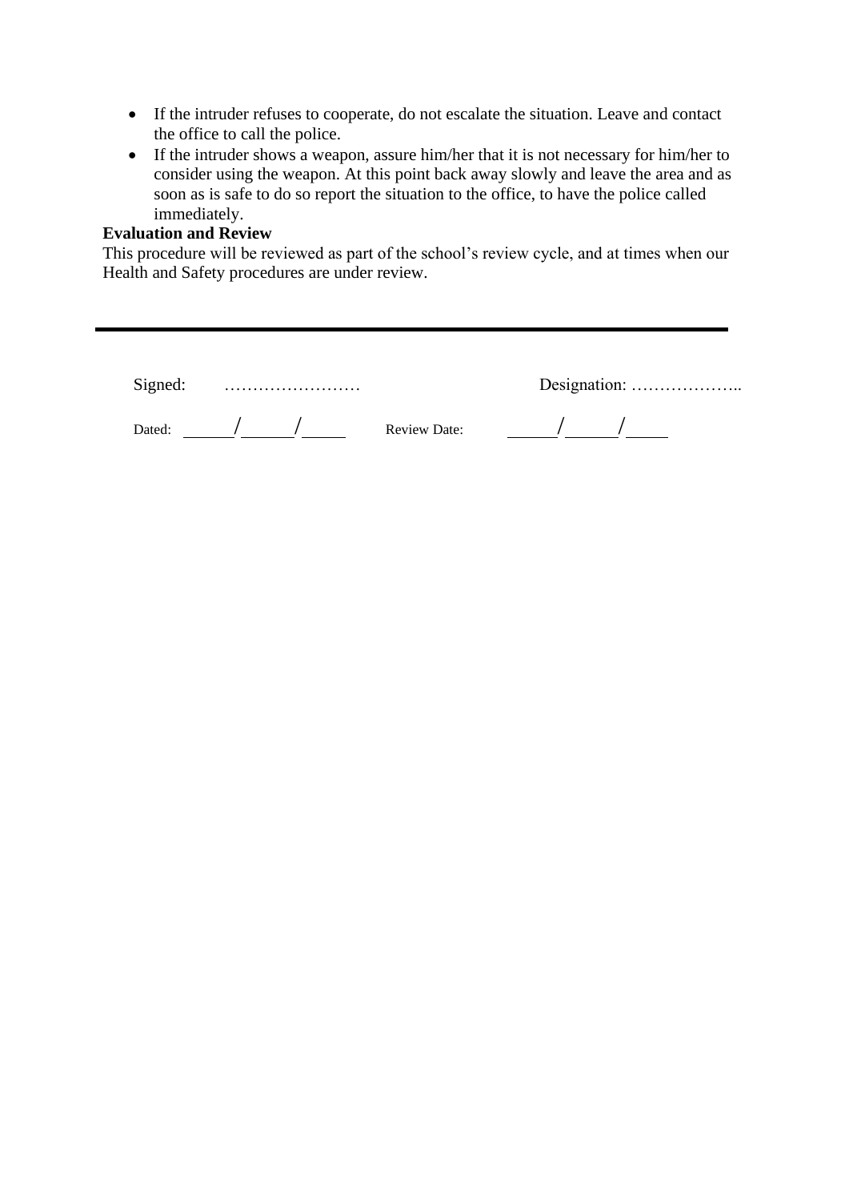- If the intruder refuses to cooperate, do not escalate the situation. Leave and contact the office to call the police.
- If the intruder shows a weapon, assure him/her that it is not necessary for him/her to consider using the weapon. At this point back away slowly and leave the area and as soon as is safe to do so report the situation to the office, to have the police called immediately.

**Evaluation and Review**

This procedure will be reviewed as part of the school's review cycle, and at times when our Health and Safety procedures are under review.

---

Signed: …………………… Designation: ………………..

Dated: \_\_\_\_/\_\_\_\_/\_\_\_\_ Review Date: \_\_\_\_/\_\_\_\_/\_\_\_\_